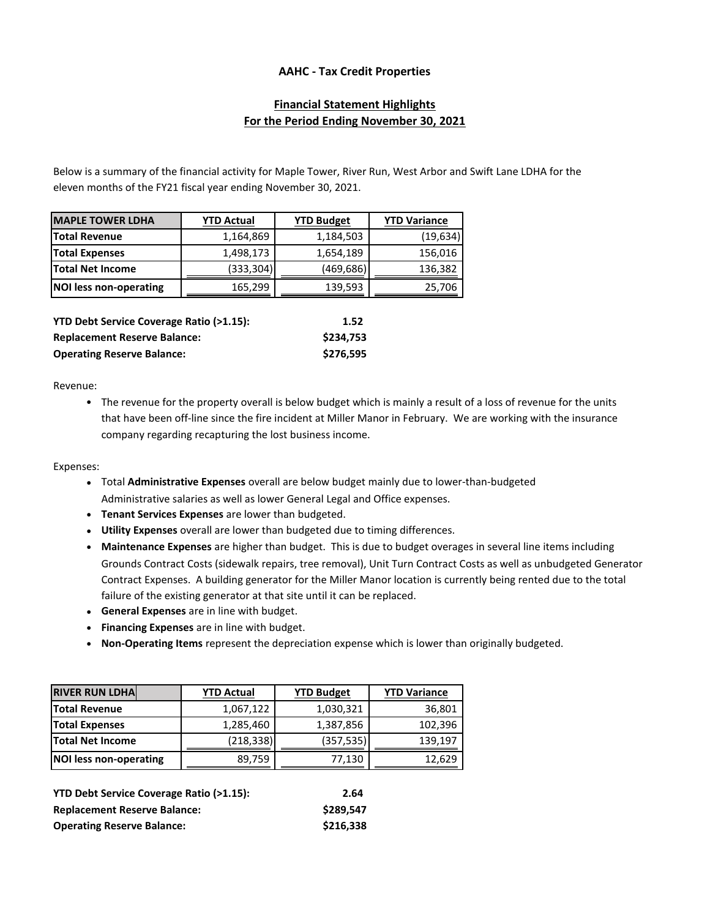# AAHC - Tax Credit Properties

## Financial Statement Highlights
## For the Period Ending November 30, 2021

Below is a summary of the financial activity for Maple Tower, River Run, West Arbor and Swift Lane LDHA for the eleven months of the FY21 fiscal year ending November 30, 2021.

| MAPLE TOWER LDHA | YTD Actual | YTD Budget | YTD Variance |
|---|---|---|---|
| Total Revenue | 1,164,869 | 1,184,503 | (19,634) |
| Total Expenses | 1,498,173 | 1,654,189 | 156,016 |
| Total Net Income | (333,304) | (469,686) | 136,382 |
| NOI less non-operating | 165,299 | 139,593 | 25,706 |

**YTD Debt Service Coverage Ratio (>1.15):** **1.52**
**Replacement Reserve Balance:** **$234,753**
**Operating Reserve Balance:** **$276,595**

Revenue:

- The revenue for the property overall is below budget which is mainly a result of a loss of revenue for the units that have been off-line since the fire incident at Miller Manor in February. We are working with the insurance company regarding recapturing the lost business income.

Expenses:

- Total **Administrative Expenses** overall are below budget mainly due to lower-than-budgeted Administrative salaries as well as lower General Legal and Office expenses.
- **Tenant Services Expenses** are lower than budgeted.
- **Utility Expenses** overall are lower than budgeted due to timing differences.
- **Maintenance Expenses** are higher than budget. This is due to budget overages in several line items including Grounds Contract Costs (sidewalk repairs, tree removal), Unit Turn Contract Costs as well as unbudgeted Generator Contract Expenses. A building generator for the Miller Manor location is currently being rented due to the total failure of the existing generator at that site until it can be replaced.
- **General Expenses** are in line with budget.
- **Financing Expenses** are in line with budget.
- **Non-Operating Items** represent the depreciation expense which is lower than originally budgeted.

| RIVER RUN LDHA | YTD Actual | YTD Budget | YTD Variance |
|---|---|---|---|
| Total Revenue | 1,067,122 | 1,030,321 | 36,801 |
| Total Expenses | 1,285,460 | 1,387,856 | 102,396 |
| Total Net Income | (218,338) | (357,535) | 139,197 |
| NOI less non-operating | 89,759 | 77,130 | 12,629 |

**YTD Debt Service Coverage Ratio (>1.15):** **2.64**
**Replacement Reserve Balance:** **$289,547**
**Operating Reserve Balance:** **$216,338**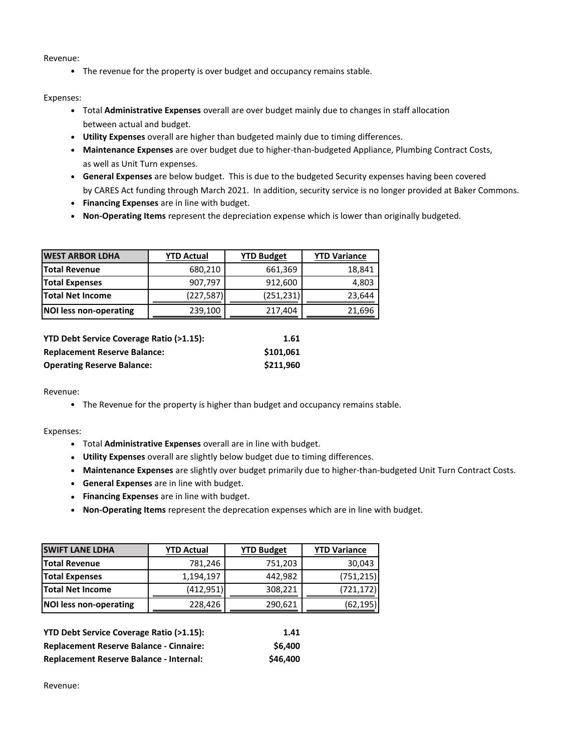Revenue:

- The revenue for the property is over budget and occupancy remains stable.

Expenses:

- Total **Administrative Expenses** overall are over budget mainly due to changes in staff allocation between actual and budget.
- **Utility Expenses** overall are higher than budgeted mainly due to timing differences.
- **Maintenance Expenses** are over budget due to higher-than-budgeted Appliance, Plumbing Contract Costs, as well as Unit Turn expenses.
- **General Expenses** are below budget. This is due to the budgeted Security expenses having been covered by CARES Act funding through March 2021. In addition, security service is no longer provided at Baker Commons.
- **Financing Expenses** are in line with budget.
- **Non-Operating Items** represent the depreciation expense which is lower than originally budgeted.

| WEST ARBOR LDHA | YTD Actual | YTD Budget | YTD Variance |
|---|---|---|---|
| Total Revenue | 680,210 | 661,369 | 18,841 |
| Total Expenses | 907,797 | 912,600 | 4,803 |
| Total Net Income | (227,587) | (251,231) | 23,644 |
| NOI less non-operating | 239,100 | 217,404 | 21,696 |

**YTD Debt Service Coverage Ratio (>1.15):** **1.61**
**Replacement Reserve Balance:** **$101,061**
**Operating Reserve Balance:** **$211,960**

Revenue:

- The Revenue for the property is higher than budget and occupancy remains stable.

Expenses:

- Total **Administrative Expenses** overall are in line with budget.
- **Utility Expenses** overall are slightly below budget due to timing differences.
- **Maintenance Expenses** are slightly over budget primarily due to higher-than-budgeted Unit Turn Contract Costs.
- **General Expenses** are in line with budget.
- **Financing Expenses** are in line with budget.
- **Non-Operating Items** represent the deprecation expenses which are in line with budget.

| SWIFT LANE LDHA | YTD Actual | YTD Budget | YTD Variance |
|---|---|---|---|
| Total Revenue | 781,246 | 751,203 | 30,043 |
| Total Expenses | 1,194,197 | 442,982 | (751,215) |
| Total Net Income | (412,951) | 308,221 | (721,172) |
| NOI less non-operating | 228,426 | 290,621 | (62,195) |

**YTD Debt Service Coverage Ratio (>1.15):** **1.41**
**Replacement Reserve Balance - Cinnaire:** **$6,400**
**Replacement Reserve Balance - Internal:** **$46,400**

Revenue: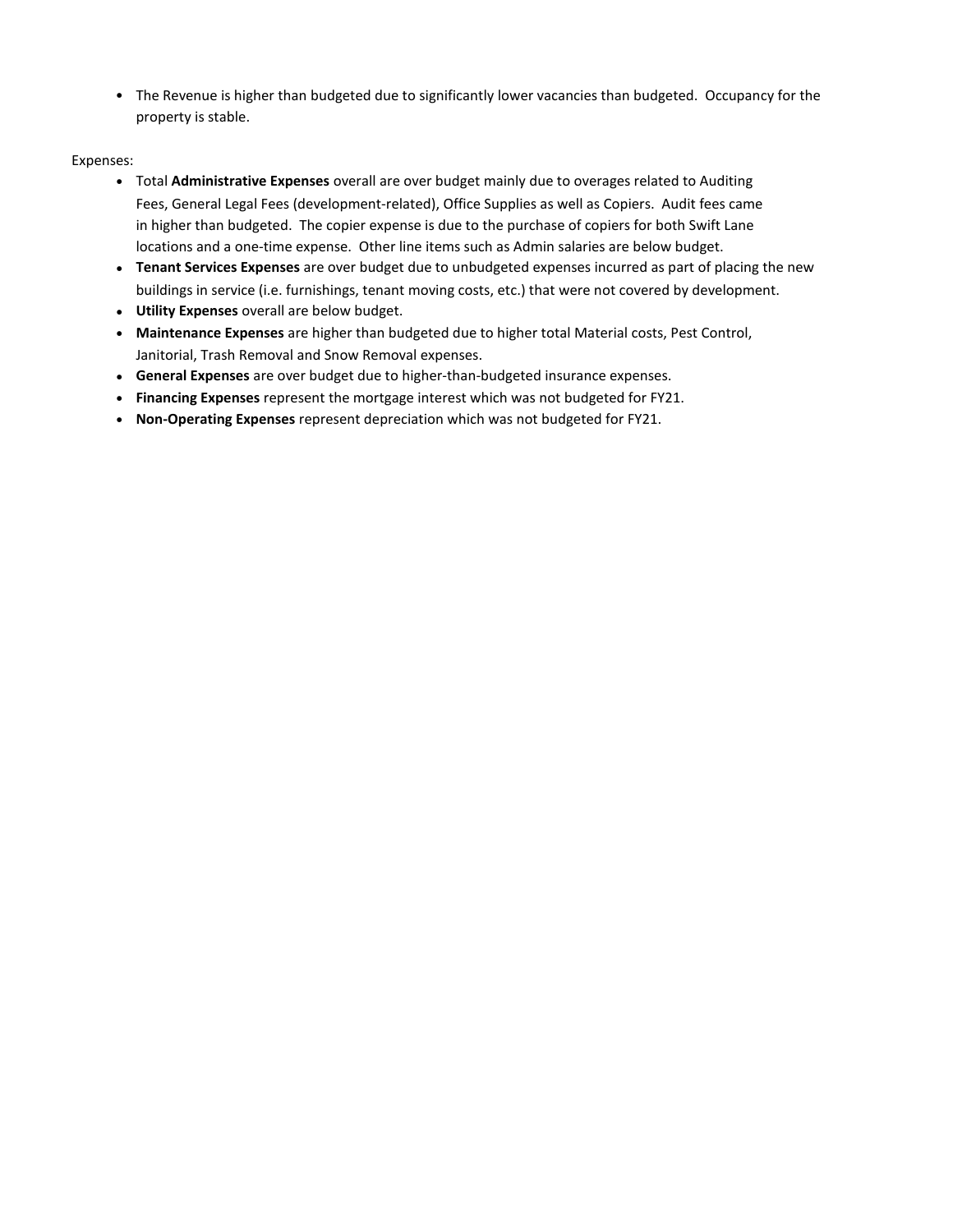- The Revenue is higher than budgeted due to significantly lower vacancies than budgeted. Occupancy for the property is stable.

Expenses:

- Total **Administrative Expenses** overall are over budget mainly due to overages related to Auditing Fees, General Legal Fees (development-related), Office Supplies as well as Copiers. Audit fees came in higher than budgeted. The copier expense is due to the purchase of copiers for both Swift Lane locations and a one-time expense. Other line items such as Admin salaries are below budget.
- **Tenant Services Expenses** are over budget due to unbudgeted expenses incurred as part of placing the new buildings in service (i.e. furnishings, tenant moving costs, etc.) that were not covered by development.
- **Utility Expenses** overall are below budget.
- **Maintenance Expenses** are higher than budgeted due to higher total Material costs, Pest Control, Janitorial, Trash Removal and Snow Removal expenses.
- **General Expenses** are over budget due to higher-than-budgeted insurance expenses.
- **Financing Expenses** represent the mortgage interest which was not budgeted for FY21.
- **Non-Operating Expenses** represent depreciation which was not budgeted for FY21.